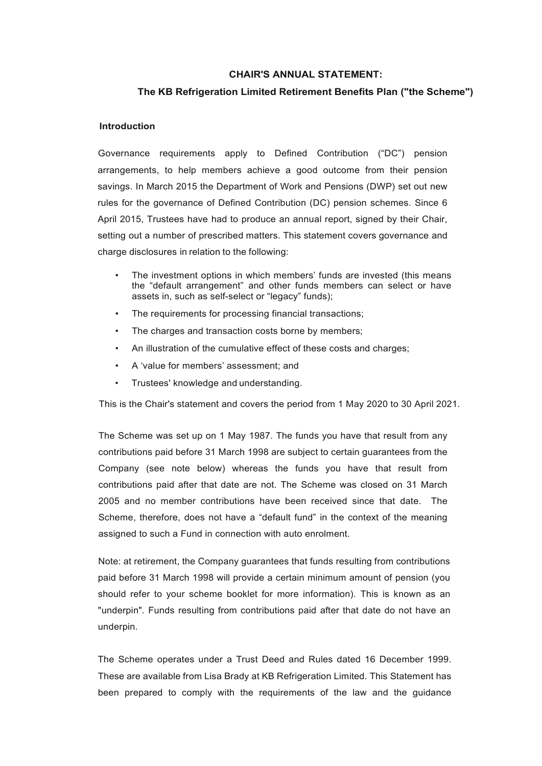# CHAIR'S ANNUAL STATEMENT:

## The KB Refrigeration Limited Retirement Benefits Plan ("the Scheme")

### Introduction

Governance requirements apply to Defined Contribution ("DC") pension arrangements, to help members achieve a good outcome from their pension savings. In March 2015 the Department of Work and Pensions (DWP) set out new rules for the governance of Defined Contribution (DC) pension schemes. Since 6 April 2015, Trustees have had to produce an annual report, signed by their Chair, setting out a number of prescribed matters. This statement covers governance and charge disclosures in relation to the following:

- The investment options in which members' funds are invested (this means the "default arrangement" and other funds members can select or have assets in, such as self-select or "legacy" funds);
- The requirements for processing financial transactions;
- The charges and transaction costs borne by members;
- An illustration of the cumulative effect of these costs and charges;
- A 'value for members' assessment; and
- Trustees' knowledge and understanding.

This is the Chair's statement and covers the period from 1 May 2020 to 30 April 2021.

The Scheme was set up on 1 May 1987. The funds you have that result from any contributions paid before 31 March 1998 are subject to certain guarantees from the Company (see note below) whereas the funds you have that result from contributions paid after that date are not. The Scheme was closed on 31 March 2005 and no member contributions have been received since that date. The Scheme, therefore, does not have a "default fund" in the context of the meaning assigned to such a Fund in connection with auto enrolment.

Note: at retirement, the Company guarantees that funds resulting from contributions paid before 31 March 1998 will provide a certain minimum amount of pension (you should refer to your scheme booklet for more information). This is known as an "underpin". Funds resulting from contributions paid after that date do not have an underpin.

The Scheme operates under a Trust Deed and Rules dated 16 December 1999. These are available from Lisa Brady at KB Refrigeration Limited. This Statement has been prepared to comply with the requirements of the law and the guidance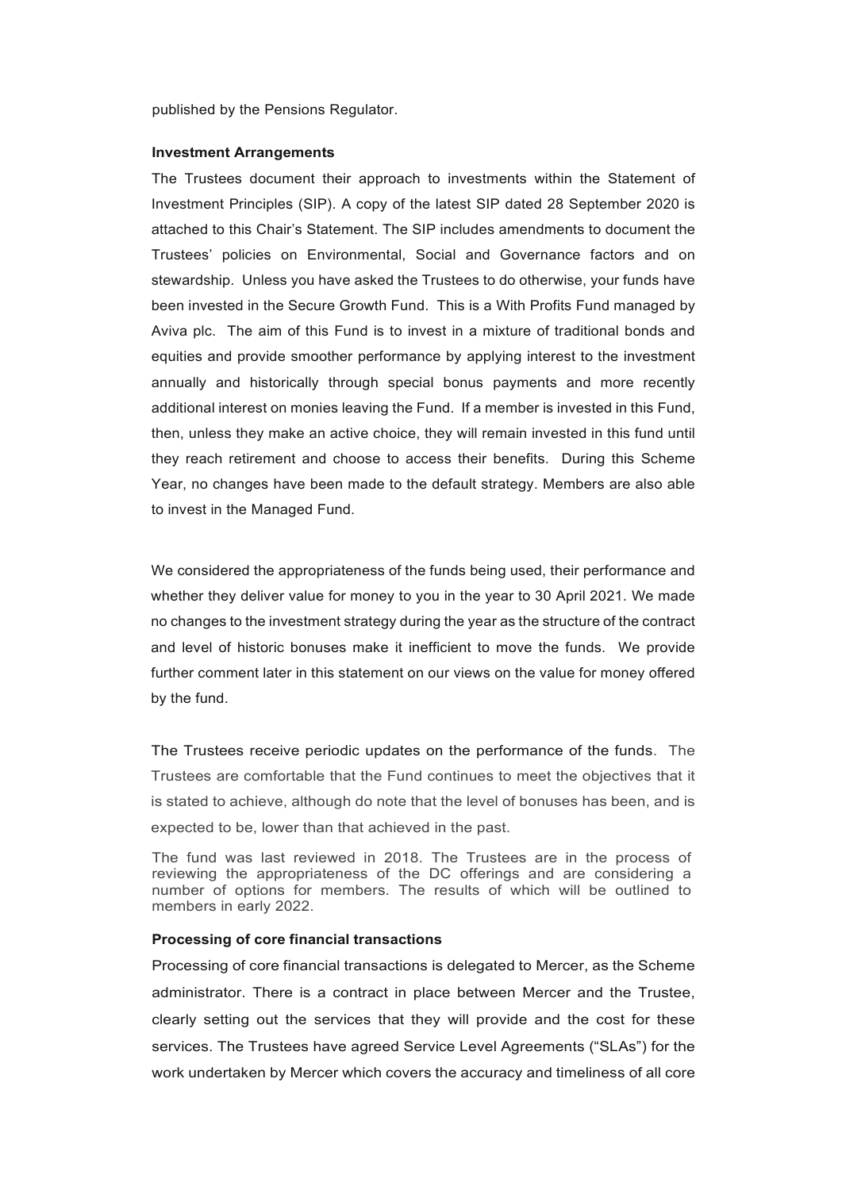published by the Pensions Regulator.

**Investment Arrangements**

The Trustees document their approach to investments within the Statement of Investment Principles (SIP). A copy of the latest SIP dated 28 September 2020 is attached to this Chair's Statement. The SIP includes amendments to document the Trustees' policies on Environmental, Social and Governance factors and on stewardship. Unless you have asked the Trustees to do otherwise, your funds have been invested in the Secure Growth Fund. This is a With Profits Fund managed by Aviva plc. The aim of this Fund is to invest in a mixture of traditional bonds and equities and provide smoother performance by applying interest to the investment annually and historically through special bonus payments and more recently additional interest on monies leaving the Fund. If a member is invested in this Fund, then, unless they make an active choice, they will remain invested in this fund until they reach retirement and choose to access their benefits. During this Scheme Year, no changes have been made to the default strategy. Members are also able to invest in the Managed Fund.

We considered the appropriateness of the funds being used, their performance and whether they deliver value for money to you in the year to 30 April 2021. We made no changes to the investment strategy during the year as the structure of the contract and level of historic bonuses make it inefficient to move the funds. We provide further comment later in this statement on our views on the value for money offered by the fund.

The Trustees receive periodic updates on the performance of the funds. The Trustees are comfortable that the Fund continues to meet the objectives that it is stated to achieve, although do note that the level of bonuses has been, and is expected to be, lower than that achieved in the past.

The fund was last reviewed in 2018. The Trustees are in the process of reviewing the appropriateness of the DC offerings and are considering a number of options for members. The results of which will be outlined to members in early 2022.

**Processing of core financial transactions**

Processing of core financial transactions is delegated to Mercer, as the Scheme administrator. There is a contract in place between Mercer and the Trustee, clearly setting out the services that they will provide and the cost for these services. The Trustees have agreed Service Level Agreements ("SLAs") for the work undertaken by Mercer which covers the accuracy and timeliness of all core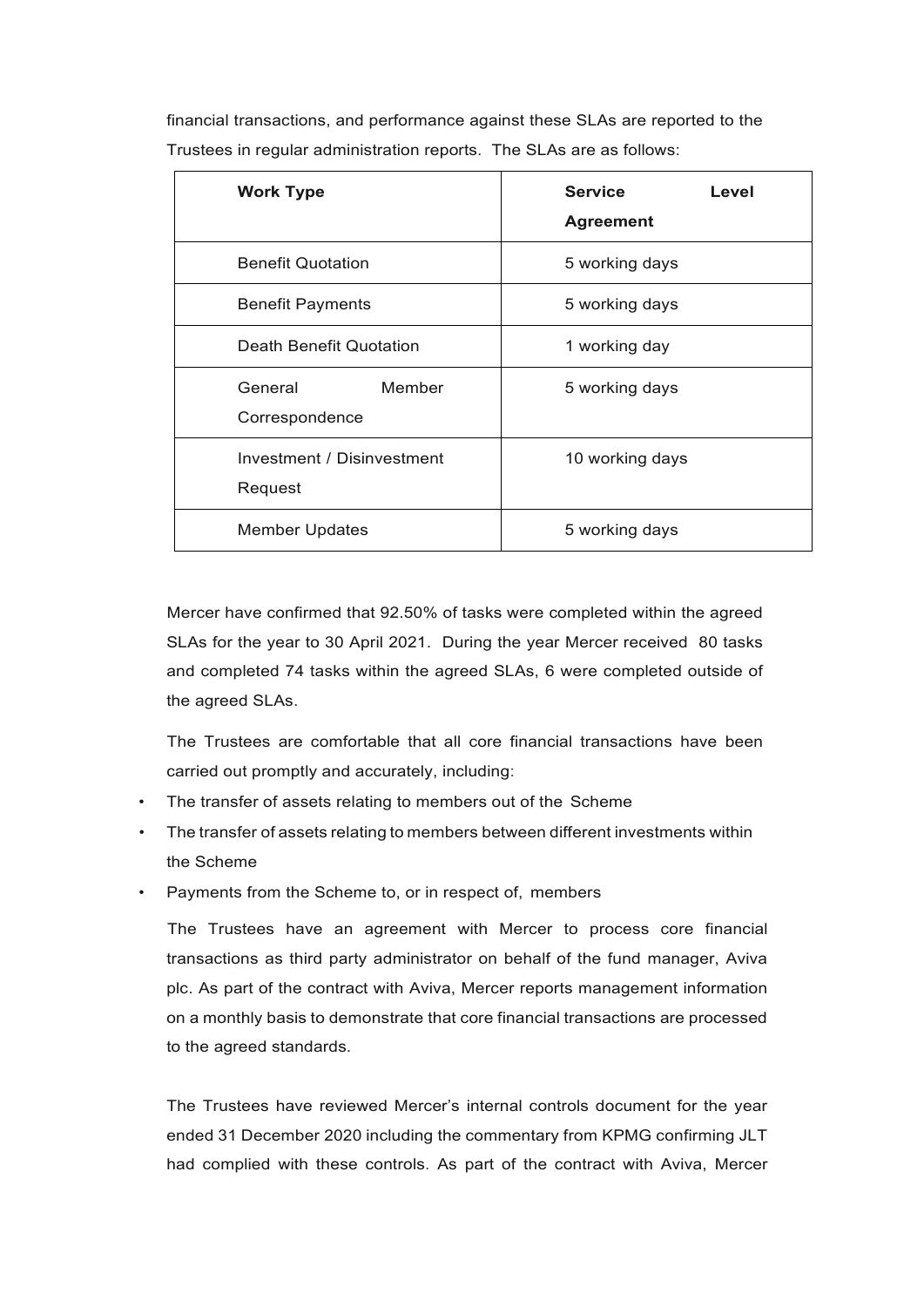financial transactions, and performance against these SLAs are reported to the Trustees in regular administration reports. The SLAs are as follows:

| Work Type | Service Level Agreement |
| --- | --- |
| Benefit Quotation | 5 working days |
| Benefit Payments | 5 working days |
| Death Benefit Quotation | 1 working day |
| General Member Correspondence | 5 working days |
| Investment / Disinvestment Request | 10 working days |
| Member Updates | 5 working days |

Mercer have confirmed that 92.50% of tasks were completed within the agreed SLAs for the year to 30 April 2021. During the year Mercer received 80 tasks and completed 74 tasks within the agreed SLAs, 6 were completed outside of the agreed SLAs.

The Trustees are comfortable that all core financial transactions have been carried out promptly and accurately, including:

- The transfer of assets relating to members out of the Scheme
- The transfer of assets relating to members between different investments within the Scheme
- Payments from the Scheme to, or in respect of, members

The Trustees have an agreement with Mercer to process core financial transactions as third party administrator on behalf of the fund manager, Aviva plc. As part of the contract with Aviva, Mercer reports management information on a monthly basis to demonstrate that core financial transactions are processed to the agreed standards.

The Trustees have reviewed Mercer's internal controls document for the year ended 31 December 2020 including the commentary from KPMG confirming JLT had complied with these controls. As part of the contract with Aviva, Mercer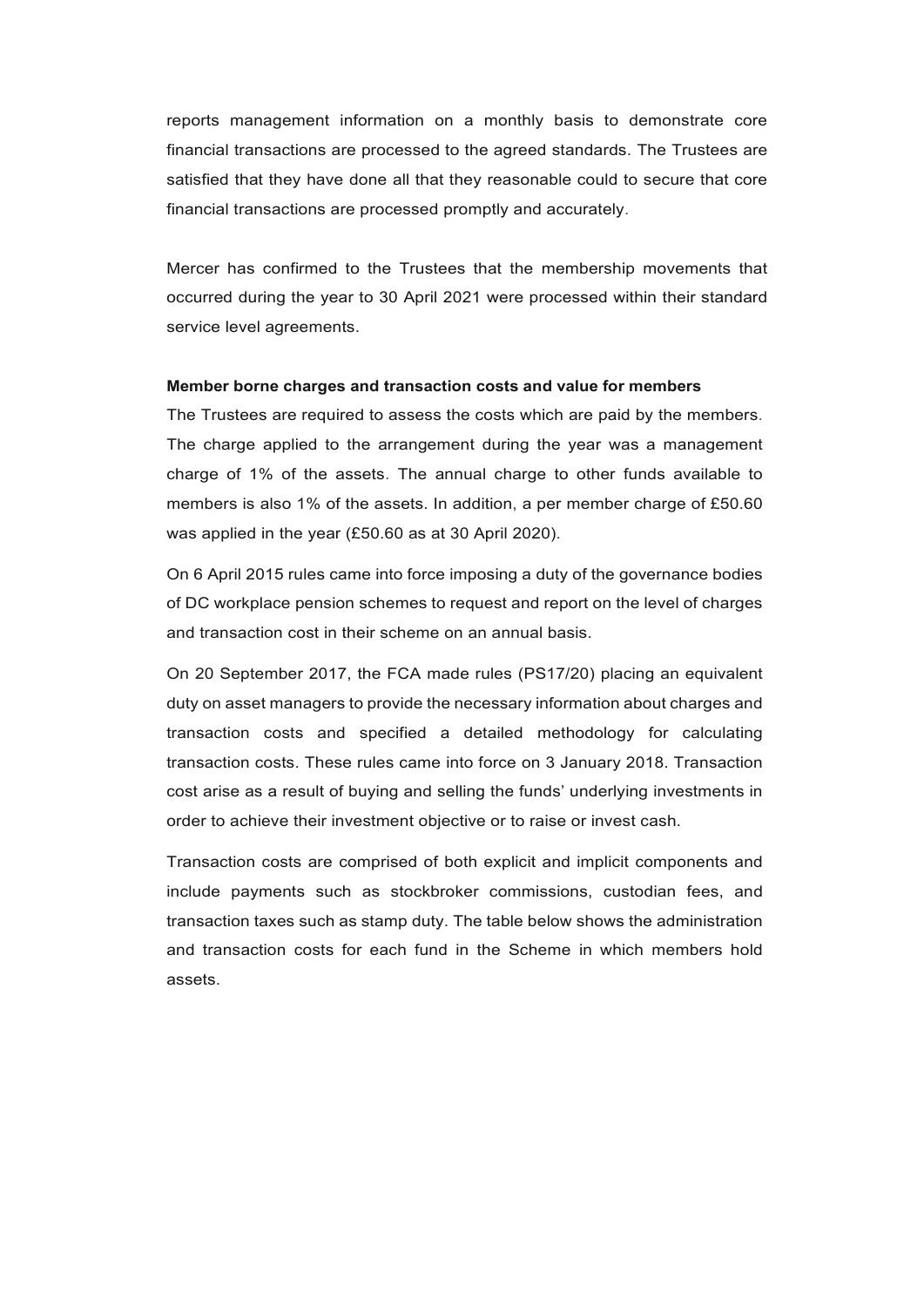reports management information on a monthly basis to demonstrate core financial transactions are processed to the agreed standards. The Trustees are satisfied that they have done all that they reasonable could to secure that core financial transactions are processed promptly and accurately.

Mercer has confirmed to the Trustees that the membership movements that occurred during the year to 30 April 2021 were processed within their standard service level agreements.

**Member borne charges and transaction costs and value for members**

The Trustees are required to assess the costs which are paid by the members. The charge applied to the arrangement during the year was a management charge of 1% of the assets. The annual charge to other funds available to members is also 1% of the assets. In addition, a per member charge of £50.60 was applied in the year (£50.60 as at 30 April 2020).

On 6 April 2015 rules came into force imposing a duty of the governance bodies of DC workplace pension schemes to request and report on the level of charges and transaction cost in their scheme on an annual basis.

On 20 September 2017, the FCA made rules (PS17/20) placing an equivalent duty on asset managers to provide the necessary information about charges and transaction costs and specified a detailed methodology for calculating transaction costs. These rules came into force on 3 January 2018. Transaction cost arise as a result of buying and selling the funds' underlying investments in order to achieve their investment objective or to raise or invest cash.

Transaction costs are comprised of both explicit and implicit components and include payments such as stockbroker commissions, custodian fees, and transaction taxes such as stamp duty. The table below shows the administration and transaction costs for each fund in the Scheme in which members hold assets.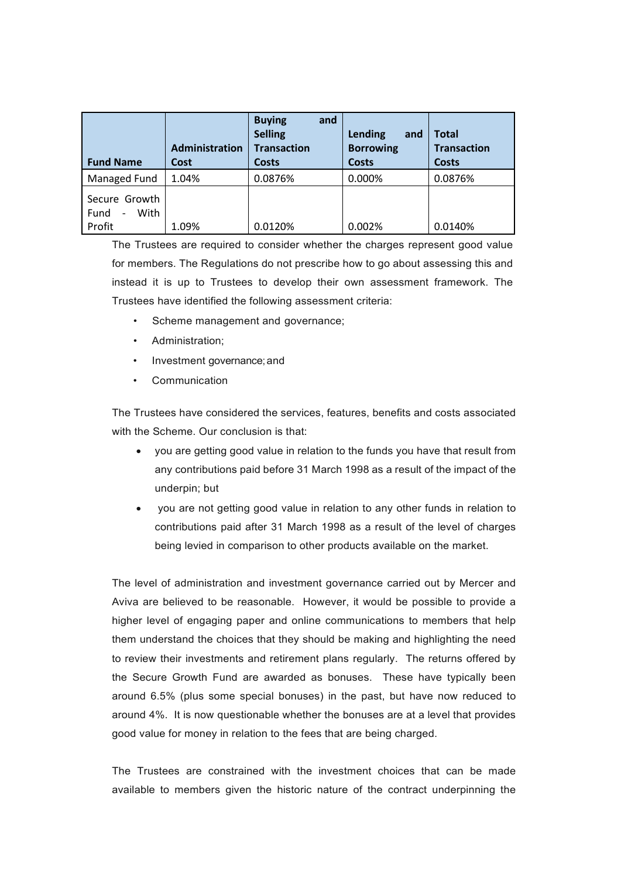| Fund Name | Administration Cost | Buying and Selling Transaction Costs | Lending and Borrowing Costs | Total Transaction Costs |
|---|---|---|---|---|
| Managed Fund | 1.04% | 0.0876% | 0.000% | 0.0876% |
| Secure Growth Fund - With Profit | 1.09% | 0.0120% | 0.002% | 0.0140% |

The Trustees are required to consider whether the charges represent good value for members. The Regulations do not prescribe how to go about assessing this and instead it is up to Trustees to develop their own assessment framework. The Trustees have identified the following assessment criteria:

- Scheme management and governance;
- Administration;
- Investment governance; and
- Communication

The Trustees have considered the services, features, benefits and costs associated with the Scheme. Our conclusion is that:

- you are getting good value in relation to the funds you have that result from any contributions paid before 31 March 1998 as a result of the impact of the underpin; but
- you are not getting good value in relation to any other funds in relation to contributions paid after 31 March 1998 as a result of the level of charges being levied in comparison to other products available on the market.

The level of administration and investment governance carried out by Mercer and Aviva are believed to be reasonable. However, it would be possible to provide a higher level of engaging paper and online communications to members that help them understand the choices that they should be making and highlighting the need to review their investments and retirement plans regularly. The returns offered by the Secure Growth Fund are awarded as bonuses. These have typically been around 6.5% (plus some special bonuses) in the past, but have now reduced to around 4%. It is now questionable whether the bonuses are at a level that provides good value for money in relation to the fees that are being charged.

The Trustees are constrained with the investment choices that can be made available to members given the historic nature of the contract underpinning the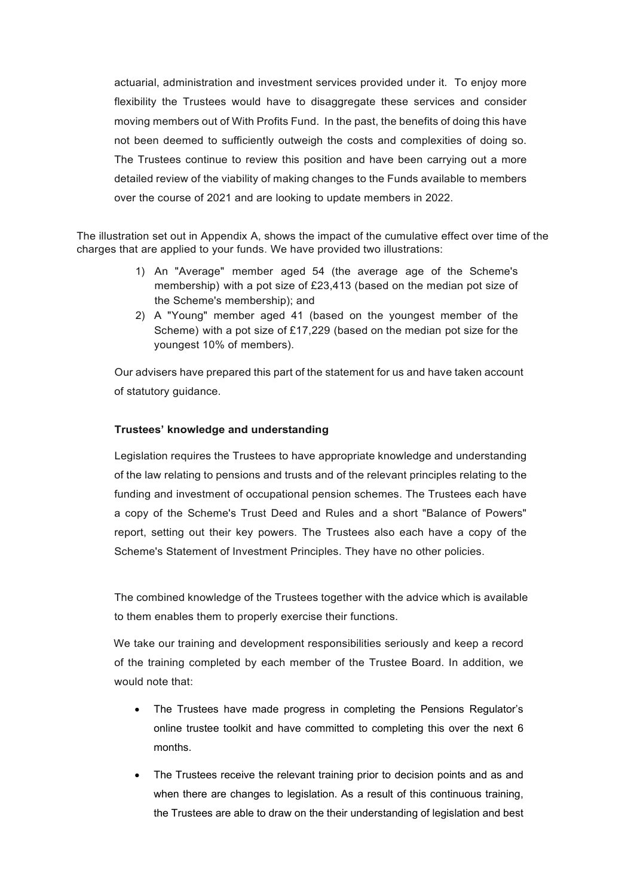actuarial, administration and investment services provided under it. To enjoy more flexibility the Trustees would have to disaggregate these services and consider moving members out of With Profits Fund. In the past, the benefits of doing this have not been deemed to sufficiently outweigh the costs and complexities of doing so. The Trustees continue to review this position and have been carrying out a more detailed review of the viability of making changes to the Funds available to members over the course of 2021 and are looking to update members in 2022.

The illustration set out in Appendix A, shows the impact of the cumulative effect over time of the charges that are applied to your funds. We have provided two illustrations:

1) An "Average" member aged 54 (the average age of the Scheme's membership) with a pot size of £23,413 (based on the median pot size of the Scheme's membership); and
2) A "Young" member aged 41 (based on the youngest member of the Scheme) with a pot size of £17,229 (based on the median pot size for the youngest 10% of members).

Our advisers have prepared this part of the statement for us and have taken account of statutory guidance.

**Trustees' knowledge and understanding**

Legislation requires the Trustees to have appropriate knowledge and understanding of the law relating to pensions and trusts and of the relevant principles relating to the funding and investment of occupational pension schemes. The Trustees each have a copy of the Scheme's Trust Deed and Rules and a short "Balance of Powers" report, setting out their key powers. The Trustees also each have a copy of the Scheme's Statement of Investment Principles. They have no other policies.

The combined knowledge of the Trustees together with the advice which is available to them enables them to properly exercise their functions.

We take our training and development responsibilities seriously and keep a record of the training completed by each member of the Trustee Board. In addition, we would note that:

- The Trustees have made progress in completing the Pensions Regulator's online trustee toolkit and have committed to completing this over the next 6 months.
- The Trustees receive the relevant training prior to decision points and as and when there are changes to legislation. As a result of this continuous training, the Trustees are able to draw on the their understanding of legislation and best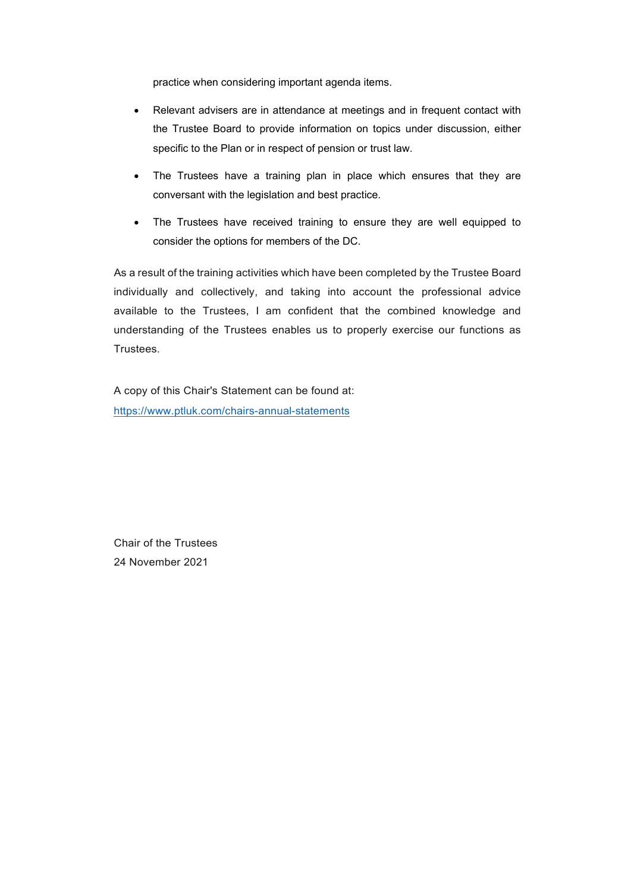practice when considering important agenda items.

- Relevant advisers are in attendance at meetings and in frequent contact with the Trustee Board to provide information on topics under discussion, either specific to the Plan or in respect of pension or trust law.
- The Trustees have a training plan in place which ensures that they are conversant with the legislation and best practice.
- The Trustees have received training to ensure they are well equipped to consider the options for members of the DC.

As a result of the training activities which have been completed by the Trustee Board individually and collectively, and taking into account the professional advice available to the Trustees, I am confident that the combined knowledge and understanding of the Trustees enables us to properly exercise our functions as Trustees.

A copy of this Chair's Statement can be found at:
[https://www.ptluk.com/chairs-annual-statements](https://www.ptluk.com/chairs-annual-statements)

Chair of the Trustees
24 November 2021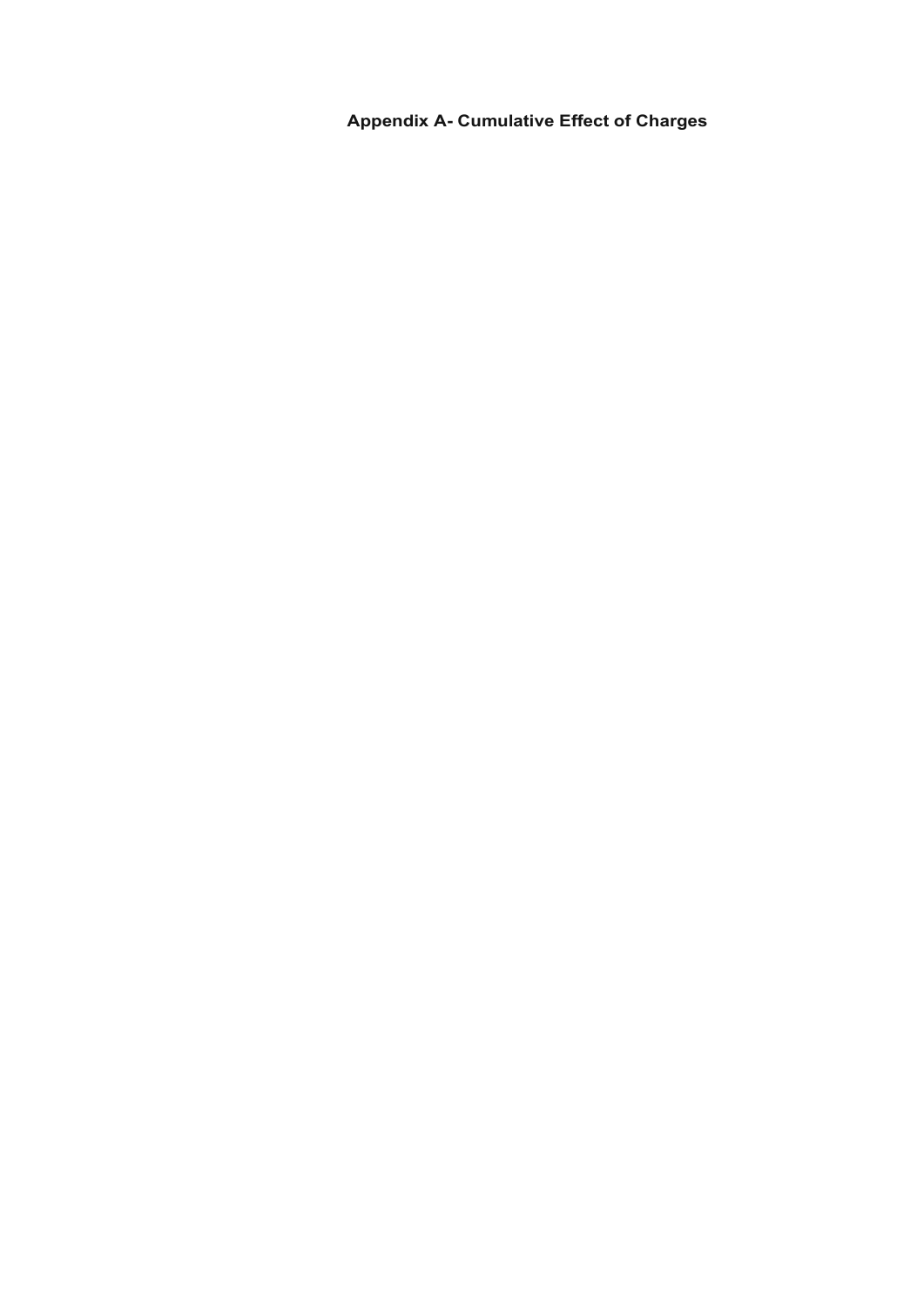## Appendix A- Cumulative Effect of Charges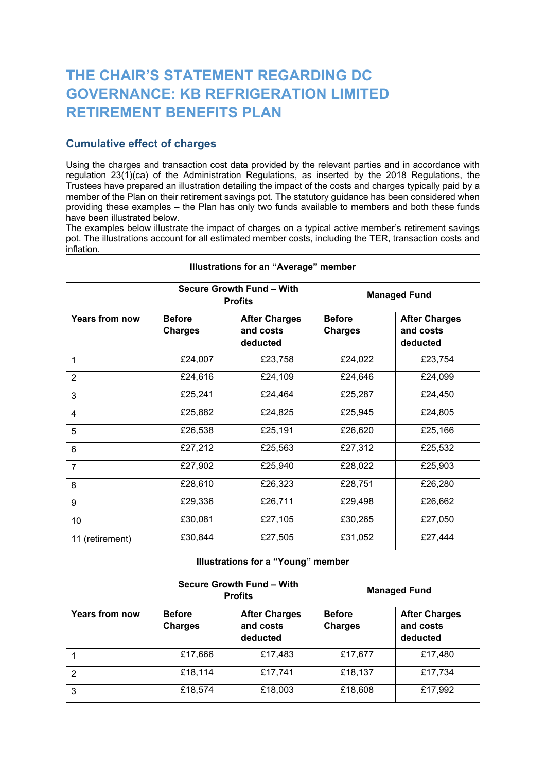# THE CHAIR'S STATEMENT REGARDING DC GOVERNANCE: KB REFRIGERATION LIMITED RETIREMENT BENEFITS PLAN

## Cumulative effect of charges

Using the charges and transaction cost data provided by the relevant parties and in accordance with regulation 23(1)(ca) of the Administration Regulations, as inserted by the 2018 Regulations, the Trustees have prepared an illustration detailing the impact of the costs and charges typically paid by a member of the Plan on their retirement savings pot. The statutory guidance has been considered when providing these examples – the Plan has only two funds available to members and both these funds have been illustrated below.

The examples below illustrate the impact of charges on a typical active member's retirement savings pot. The illustrations account for all estimated member costs, including the TER, transaction costs and inflation.

| Illustrations for an "Average" member | | | | |
|---|---|---|---|---|
| | **Secure Growth Fund – With Profits** | | **Managed Fund** | |
| **Years from now** | **Before Charges** | **After Charges and costs deducted** | **Before Charges** | **After Charges and costs deducted** |
| 1 | £24,007 | £23,758 | £24,022 | £23,754 |
| 2 | £24,616 | £24,109 | £24,646 | £24,099 |
| 3 | £25,241 | £24,464 | £25,287 | £24,450 |
| 4 | £25,882 | £24,825 | £25,945 | £24,805 |
| 5 | £26,538 | £25,191 | £26,620 | £25,166 |
| 6 | £27,212 | £25,563 | £27,312 | £25,532 |
| 7 | £27,902 | £25,940 | £28,022 | £25,903 |
| 8 | £28,610 | £26,323 | £28,751 | £26,280 |
| 9 | £29,336 | £26,711 | £29,498 | £26,662 |
| 10 | £30,081 | £27,105 | £30,265 | £27,050 |
| 11 (retirement) | £30,844 | £27,505 | £31,052 | £27,444 |
| **Illustrations for a "Young" member** | | | | |
| | **Secure Growth Fund – With Profits** | | **Managed Fund** | |
| **Years from now** | **Before Charges** | **After Charges and costs deducted** | **Before Charges** | **After Charges and costs deducted** |
| 1 | £17,666 | £17,483 | £17,677 | £17,480 |
| 2 | £18,114 | £17,741 | £18,137 | £17,734 |
| 3 | £18,574 | £18,003 | £18,608 | £17,992 |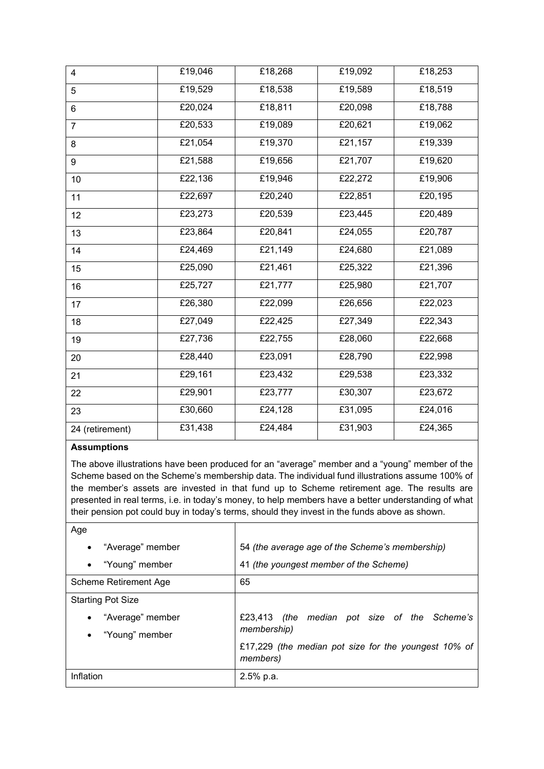| | | | | |
|---|---|---|---|---|
| 4 | £19,046 | £18,268 | £19,092 | £18,253 |
| 5 | £19,529 | £18,538 | £19,589 | £18,519 |
| 6 | £20,024 | £18,811 | £20,098 | £18,788 |
| 7 | £20,533 | £19,089 | £20,621 | £19,062 |
| 8 | £21,054 | £19,370 | £21,157 | £19,339 |
| 9 | £21,588 | £19,656 | £21,707 | £19,620 |
| 10 | £22,136 | £19,946 | £22,272 | £19,906 |
| 11 | £22,697 | £20,240 | £22,851 | £20,195 |
| 12 | £23,273 | £20,539 | £23,445 | £20,489 |
| 13 | £23,864 | £20,841 | £24,055 | £20,787 |
| 14 | £24,469 | £21,149 | £24,680 | £21,089 |
| 15 | £25,090 | £21,461 | £25,322 | £21,396 |
| 16 | £25,727 | £21,777 | £25,980 | £21,707 |
| 17 | £26,380 | £22,099 | £26,656 | £22,023 |
| 18 | £27,049 | £22,425 | £27,349 | £22,343 |
| 19 | £27,736 | £22,755 | £28,060 | £22,668 |
| 20 | £28,440 | £23,091 | £28,790 | £22,998 |
| 21 | £29,161 | £23,432 | £29,538 | £23,332 |
| 22 | £29,901 | £23,777 | £30,307 | £23,672 |
| 23 | £30,660 | £24,128 | £31,095 | £24,016 |
| 24 (retirement) | £31,438 | £24,484 | £31,903 | £24,365 |

**Assumptions**

The above illustrations have been produced for an "average" member and a "young" member of the Scheme based on the Scheme's membership data. The individual fund illustrations assume 100% of the member's assets are invested in that fund up to Scheme retirement age. The results are presented in real terms, i.e. in today's money, to help members have a better understanding of what their pension pot could buy in today's terms, should they invest in the funds above as shown.

| | |
|---|---|
| Age<br>• "Average" member<br>• "Young" member | <br>54 *(the average age of the Scheme's membership)*<br>41 *(the youngest member of the Scheme)* |
| Scheme Retirement Age | 65 |
| Starting Pot Size<br>• "Average" member<br>• "Young" member | <br>£23,413 *(the median pot size of the Scheme's membership)*<br>£17,229 *(the median pot size for the youngest 10% of members)* |
| Inflation | 2.5% p.a. |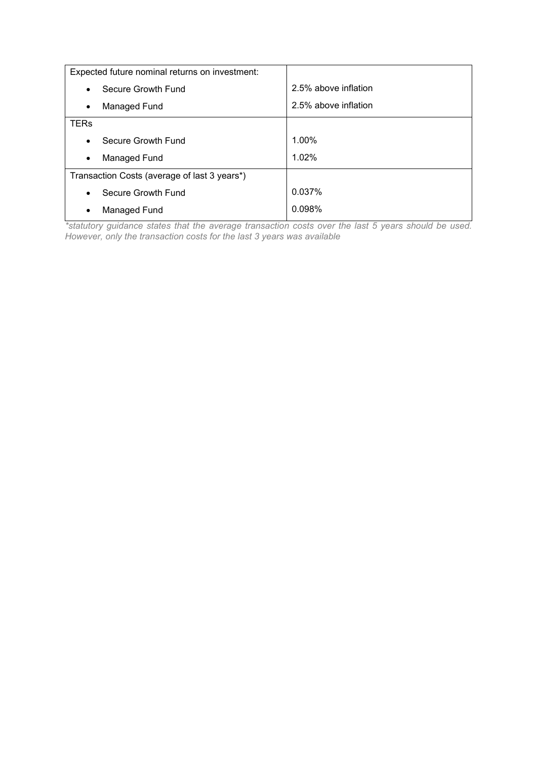| Expected future nominal returns on investment: | |
|---|---|
| • Secure Growth Fund | 2.5% above inflation |
| • Managed Fund | 2.5% above inflation |
| TERs | |
| • Secure Growth Fund | 1.00% |
| • Managed Fund | 1.02% |
| Transaction Costs (average of last 3 years*) | |
| • Secure Growth Fund | 0.037% |
| • Managed Fund | 0.098% |

*\*statutory guidance states that the average transaction costs over the last 5 years should be used. However, only the transaction costs for the last 3 years was available*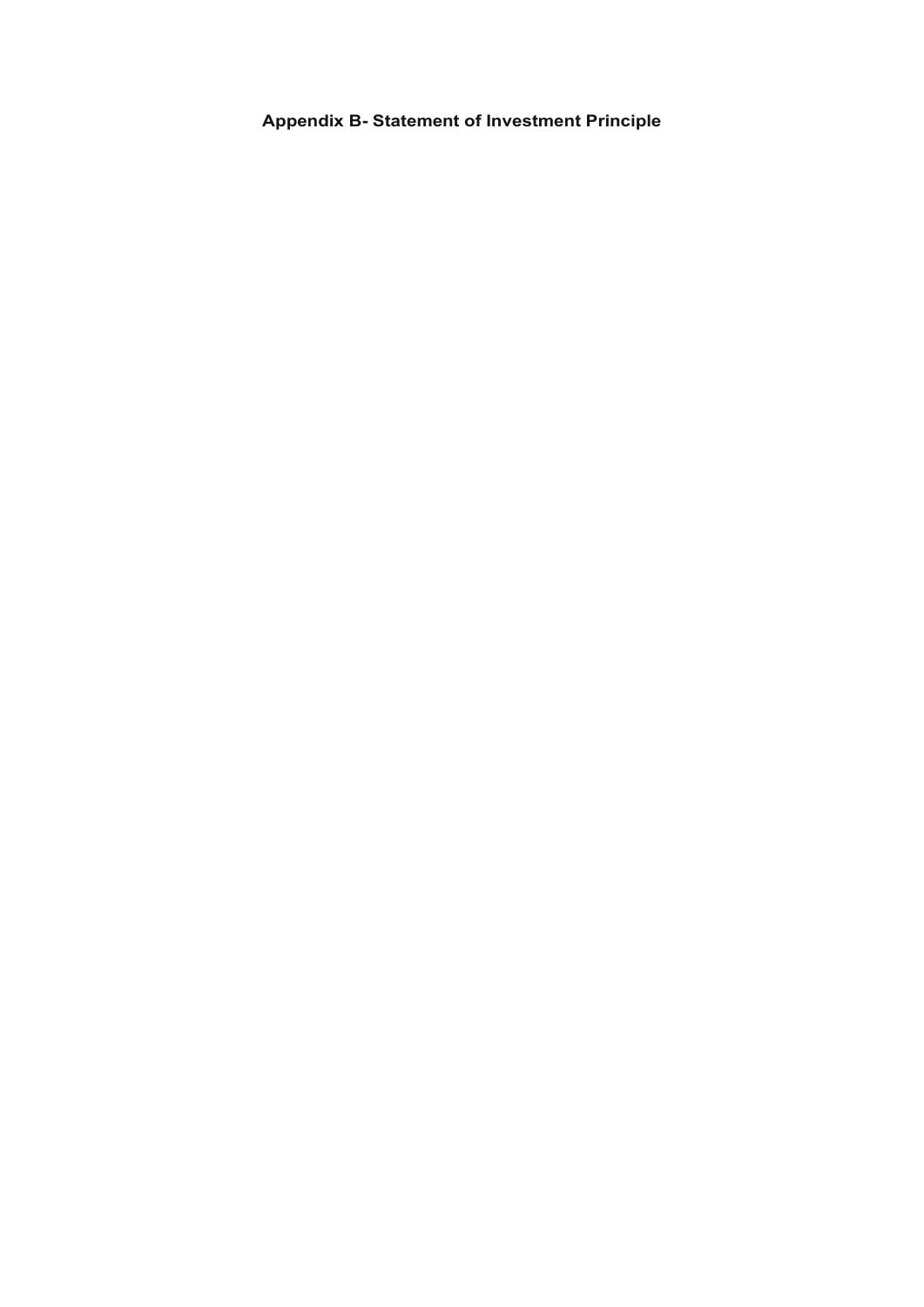**Appendix B- Statement of Investment Principle**